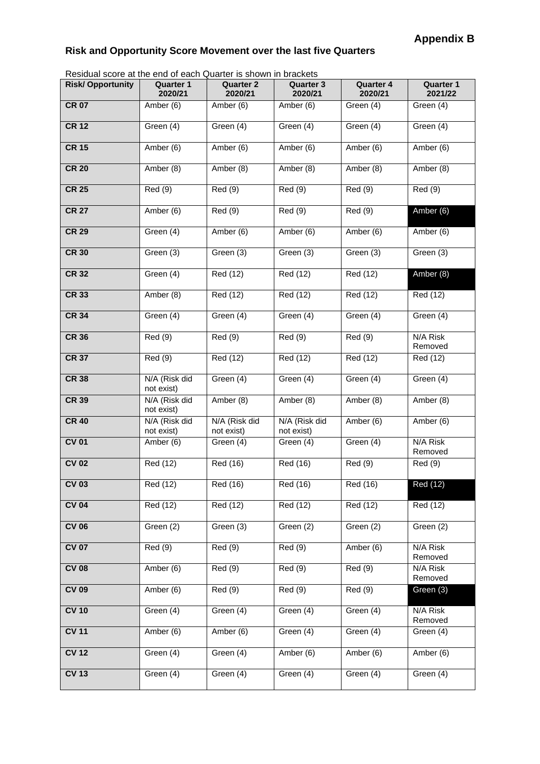**Appendix B**

## Risk and Opportunity Score Movement over the last five Quarters

Residual score at the end of each Quarter is shown in brackets

| Risk/ Opportunity | Quarter 1 2020/21 | Quarter 2 2020/21 | Quarter 3 2020/21 | Quarter 4 2020/21 | Quarter 1 2021/22 |
|---|---|---|---|---|---|
| **CR 07** | Amber (6) | Amber (6) | Amber (6) | Green (4) | Green (4) |
| **CR 12** | Green (4) | Green (4) | Green (4) | Green (4) | Green (4) |
| **CR 15** | Amber (6) | Amber (6) | Amber (6) | Amber (6) | Amber (6) |
| **CR 20** | Amber (8) | Amber (8) | Amber (8) | Amber (8) | Amber (8) |
| **CR 25** | Red (9) | Red (9) | Red (9) | Red (9) | Red (9) |
| **CR 27** | Amber (6) | Red (9) | Red (9) | Red (9) | Amber (6) |
| **CR 29** | Green (4) | Amber (6) | Amber (6) | Amber (6) | Amber (6) |
| **CR 30** | Green (3) | Green (3) | Green (3) | Green (3) | Green (3) |
| **CR 32** | Green (4) | Red (12) | Red (12) | Red (12) | Amber (8) |
| **CR 33** | Amber (8) | Red (12) | Red (12) | Red (12) | Red (12) |
| **CR 34** | Green (4) | Green (4) | Green (4) | Green (4) | Green (4) |
| **CR 36** | Red (9) | Red (9) | Red (9) | Red (9) | N/A Risk Removed |
| **CR 37** | Red (9) | Red (12) | Red (12) | Red (12) | Red (12) |
| **CR 38** | N/A (Risk did not exist) | Green (4) | Green (4) | Green (4) | Green (4) |
| **CR 39** | N/A (Risk did not exist) | Amber (8) | Amber (8) | Amber (8) | Amber (8) |
| **CR 40** | N/A (Risk did not exist) | N/A (Risk did not exist) | N/A (Risk did not exist) | Amber (6) | Amber (6) |
| **CV 01** | Amber (6) | Green (4) | Green (4) | Green (4) | N/A Risk Removed |
| **CV 02** | Red (12) | Red (16) | Red (16) | Red (9) | Red (9) |
| **CV 03** | Red (12) | Red (16) | Red (16) | Red (16) | Red (12) |
| **CV 04** | Red (12) | Red (12) | Red (12) | Red (12) | Red (12) |
| **CV 06** | Green (2) | Green (3) | Green (2) | Green (2) | Green (2) |
| **CV 07** | Red (9) | Red (9) | Red (9) | Amber (6) | N/A Risk Removed |
| **CV 08** | Amber (6) | Red (9) | Red (9) | Red (9) | N/A Risk Removed |
| **CV 09** | Amber (6) | Red (9) | Red (9) | Red (9) | Green (3) |
| **CV 10** | Green (4) | Green (4) | Green (4) | Green (4) | N/A Risk Removed |
| **CV 11** | Amber (6) | Amber (6) | Green (4) | Green (4) | Green (4) |
| **CV 12** | Green (4) | Green (4) | Amber (6) | Amber (6) | Amber (6) |
| **CV 13** | Green (4) | Green (4) | Green (4) | Green (4) | Green (4) |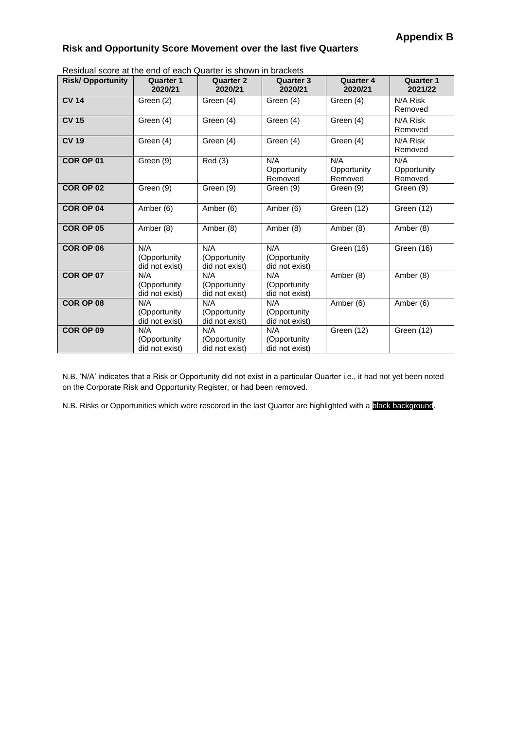# Appendix B

## Risk and Opportunity Score Movement over the last five Quarters

Residual score at the end of each Quarter is shown in brackets

| Risk/ Opportunity | Quarter 1 2020/21 | Quarter 2 2020/21 | Quarter 3 2020/21 | Quarter 4 2020/21 | Quarter 1 2021/22 |
|---|---|---|---|---|---|
| **CV 14** | Green (2) | Green (4) | Green (4) | Green (4) | N/A Risk Removed |
| **CV 15** | Green (4) | Green (4) | Green (4) | Green (4) | N/A Risk Removed |
| **CV 19** | Green (4) | Green (4) | Green (4) | Green (4) | N/A Risk Removed |
| **COR OP 01** | Green (9) | Red (3) | N/A Opportunity Removed | N/A Opportunity Removed | N/A Opportunity Removed |
| **COR OP 02** | Green (9) | Green (9) | Green (9) | Green (9) | Green (9) |
| **COR OP 04** | Amber (6) | Amber (6) | Amber (6) | Green (12) | Green (12) |
| **COR OP 05** | Amber (8) | Amber (8) | Amber (8) | Amber (8) | Amber (8) |
| **COR OP 06** | N/A (Opportunity did not exist) | N/A (Opportunity did not exist) | N/A (Opportunity did not exist) | Green (16) | Green (16) |
| **COR OP 07** | N/A (Opportunity did not exist) | N/A (Opportunity did not exist) | N/A (Opportunity did not exist) | Amber (8) | Amber (8) |
| **COR OP 08** | N/A (Opportunity did not exist) | N/A (Opportunity did not exist) | N/A (Opportunity did not exist) | Amber (6) | Amber (6) |
| **COR OP 09** | N/A (Opportunity did not exist) | N/A (Opportunity did not exist) | N/A (Opportunity did not exist) | Green (12) | Green (12) |

N.B. 'N/A' indicates that a Risk or Opportunity did not exist in a particular Quarter i.e., it had not yet been noted on the Corporate Risk and Opportunity Register, or had been removed.

N.B. Risks or Opportunities which were rescored in the last Quarter are highlighted with a black background.